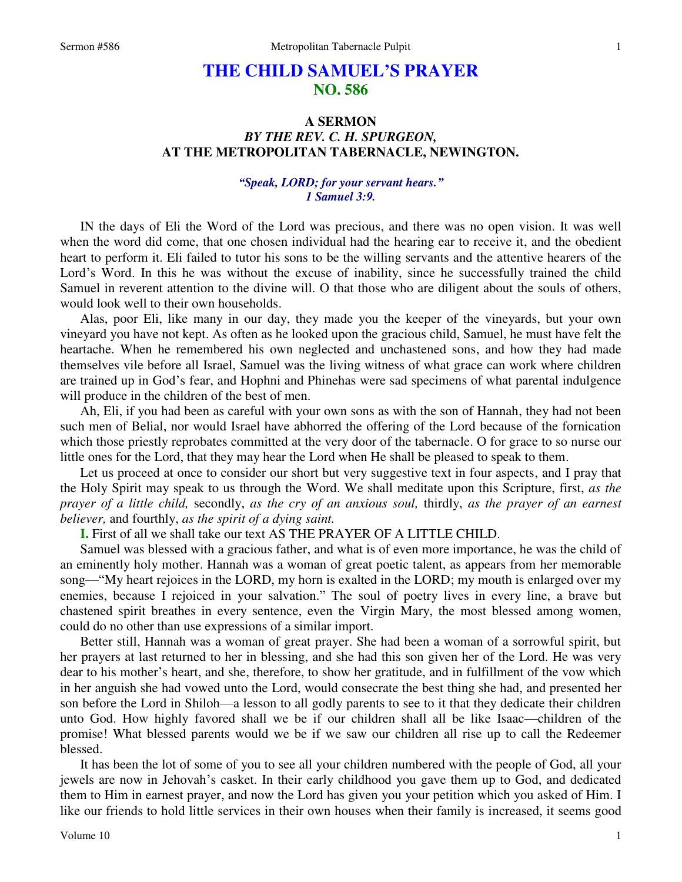# THE CHILD SAMUEL'S PRAYER
## NO. 586

### A SERMON
### *BY THE REV. C. H. SPURGEON,*
### AT THE METROPOLITAN TABERNACLE, NEWINGTON.

*"Speak, LORD; for your servant hears." 1 Samuel 3:9.*

IN the days of Eli the Word of the Lord was precious, and there was no open vision. It was well when the word did come, that one chosen individual had the hearing ear to receive it, and the obedient heart to perform it. Eli failed to tutor his sons to be the willing servants and the attentive hearers of the Lord's Word. In this he was without the excuse of inability, since he successfully trained the child Samuel in reverent attention to the divine will. O that those who are diligent about the souls of others, would look well to their own households.

Alas, poor Eli, like many in our day, they made you the keeper of the vineyards, but your own vineyard you have not kept. As often as he looked upon the gracious child, Samuel, he must have felt the heartache. When he remembered his own neglected and unchastened sons, and how they had made themselves vile before all Israel, Samuel was the living witness of what grace can work where children are trained up in God's fear, and Hophni and Phinehas were sad specimens of what parental indulgence will produce in the children of the best of men.

Ah, Eli, if you had been as careful with your own sons as with the son of Hannah, they had not been such men of Belial, nor would Israel have abhorred the offering of the Lord because of the fornication which those priestly reprobates committed at the very door of the tabernacle. O for grace to so nurse our little ones for the Lord, that they may hear the Lord when He shall be pleased to speak to them.

Let us proceed at once to consider our short but very suggestive text in four aspects, and I pray that the Holy Spirit may speak to us through the Word. We shall meditate upon this Scripture, first, *as the prayer of a little child,* secondly, *as the cry of an anxious soul,* thirdly, *as the prayer of an earnest believer,* and fourthly, *as the spirit of a dying saint.*

**I.** First of all we shall take our text AS THE PRAYER OF A LITTLE CHILD.

Samuel was blessed with a gracious father, and what is of even more importance, he was the child of an eminently holy mother. Hannah was a woman of great poetic talent, as appears from her memorable song—"My heart rejoices in the LORD, my horn is exalted in the LORD; my mouth is enlarged over my enemies, because I rejoiced in your salvation." The soul of poetry lives in every line, a brave but chastened spirit breathes in every sentence, even the Virgin Mary, the most blessed among women, could do no other than use expressions of a similar import.

Better still, Hannah was a woman of great prayer. She had been a woman of a sorrowful spirit, but her prayers at last returned to her in blessing, and she had this son given her of the Lord. He was very dear to his mother's heart, and she, therefore, to show her gratitude, and in fulfillment of the vow which in her anguish she had vowed unto the Lord, would consecrate the best thing she had, and presented her son before the Lord in Shiloh—a lesson to all godly parents to see to it that they dedicate their children unto God. How highly favored shall we be if our children shall all be like Isaac—children of the promise! What blessed parents would we be if we saw our children all rise up to call the Redeemer blessed.

It has been the lot of some of you to see all your children numbered with the people of God, all your jewels are now in Jehovah's casket. In their early childhood you gave them up to God, and dedicated them to Him in earnest prayer, and now the Lord has given you your petition which you asked of Him. I like our friends to hold little services in their own houses when their family is increased, it seems good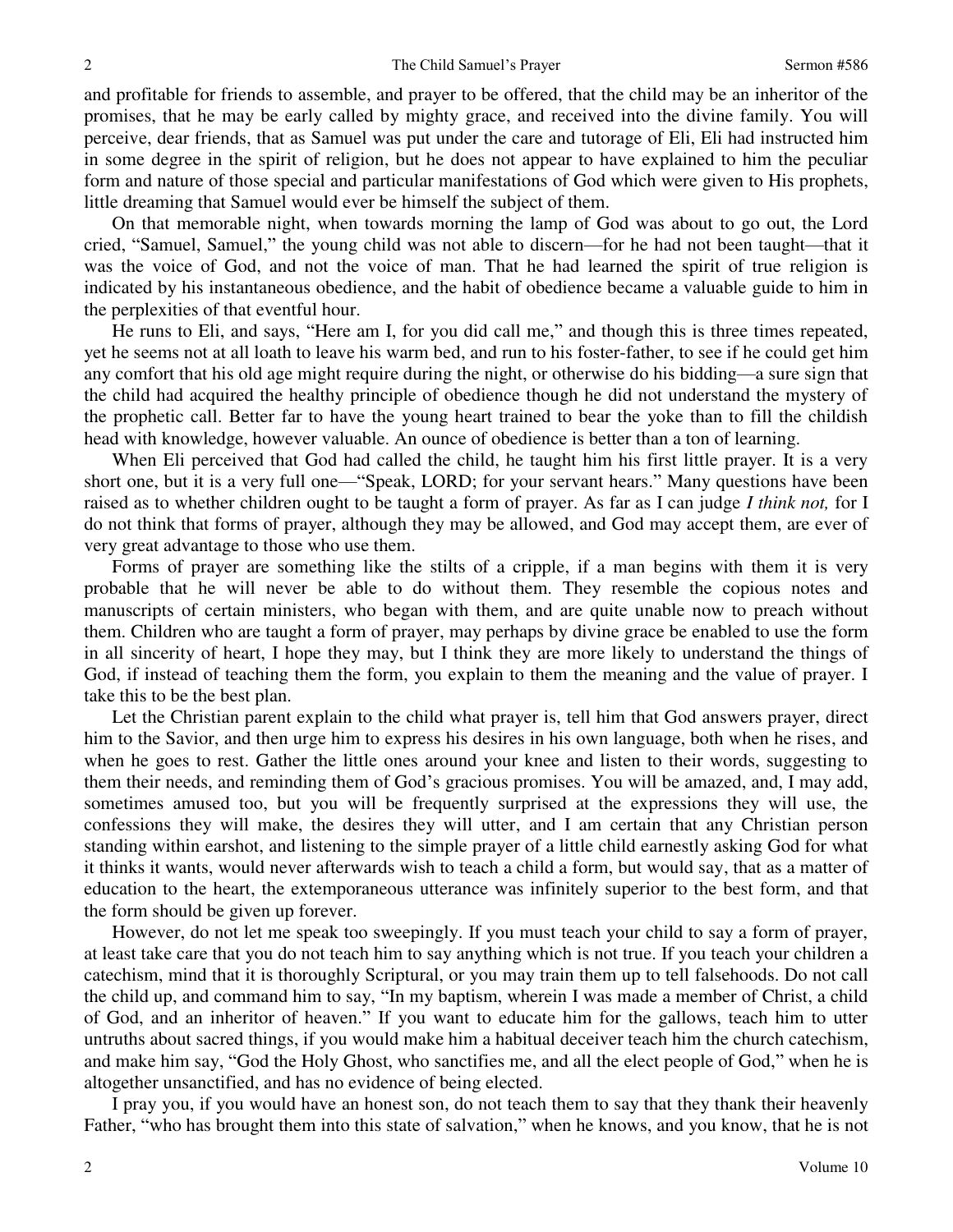and profitable for friends to assemble, and prayer to be offered, that the child may be an inheritor of the promises, that he may be early called by mighty grace, and received into the divine family. You will perceive, dear friends, that as Samuel was put under the care and tutorage of Eli, Eli had instructed him in some degree in the spirit of religion, but he does not appear to have explained to him the peculiar form and nature of those special and particular manifestations of God which were given to His prophets, little dreaming that Samuel would ever be himself the subject of them.

On that memorable night, when towards morning the lamp of God was about to go out, the Lord cried, "Samuel, Samuel," the young child was not able to discern—for he had not been taught—that it was the voice of God, and not the voice of man. That he had learned the spirit of true religion is indicated by his instantaneous obedience, and the habit of obedience became a valuable guide to him in the perplexities of that eventful hour.

He runs to Eli, and says, "Here am I, for you did call me," and though this is three times repeated, yet he seems not at all loath to leave his warm bed, and run to his foster-father, to see if he could get him any comfort that his old age might require during the night, or otherwise do his bidding—a sure sign that the child had acquired the healthy principle of obedience though he did not understand the mystery of the prophetic call. Better far to have the young heart trained to bear the yoke than to fill the childish head with knowledge, however valuable. An ounce of obedience is better than a ton of learning.

When Eli perceived that God had called the child, he taught him his first little prayer. It is a very short one, but it is a very full one—"Speak, LORD; for your servant hears." Many questions have been raised as to whether children ought to be taught a form of prayer. As far as I can judge *I think not,* for I do not think that forms of prayer, although they may be allowed, and God may accept them, are ever of very great advantage to those who use them.

Forms of prayer are something like the stilts of a cripple, if a man begins with them it is very probable that he will never be able to do without them. They resemble the copious notes and manuscripts of certain ministers, who began with them, and are quite unable now to preach without them. Children who are taught a form of prayer, may perhaps by divine grace be enabled to use the form in all sincerity of heart, I hope they may, but I think they are more likely to understand the things of God, if instead of teaching them the form, you explain to them the meaning and the value of prayer. I take this to be the best plan.

Let the Christian parent explain to the child what prayer is, tell him that God answers prayer, direct him to the Savior, and then urge him to express his desires in his own language, both when he rises, and when he goes to rest. Gather the little ones around your knee and listen to their words, suggesting to them their needs, and reminding them of God's gracious promises. You will be amazed, and, I may add, sometimes amused too, but you will be frequently surprised at the expressions they will use, the confessions they will make, the desires they will utter, and I am certain that any Christian person standing within earshot, and listening to the simple prayer of a little child earnestly asking God for what it thinks it wants, would never afterwards wish to teach a child a form, but would say, that as a matter of education to the heart, the extemporaneous utterance was infinitely superior to the best form, and that the form should be given up forever.

However, do not let me speak too sweepingly. If you must teach your child to say a form of prayer, at least take care that you do not teach him to say anything which is not true. If you teach your children a catechism, mind that it is thoroughly Scriptural, or you may train them up to tell falsehoods. Do not call the child up, and command him to say, "In my baptism, wherein I was made a member of Christ, a child of God, and an inheritor of heaven." If you want to educate him for the gallows, teach him to utter untruths about sacred things, if you would make him a habitual deceiver teach him the church catechism, and make him say, "God the Holy Ghost, who sanctifies me, and all the elect people of God," when he is altogether unsanctified, and has no evidence of being elected.

I pray you, if you would have an honest son, do not teach them to say that they thank their heavenly Father, "who has brought them into this state of salvation," when he knows, and you know, that he is not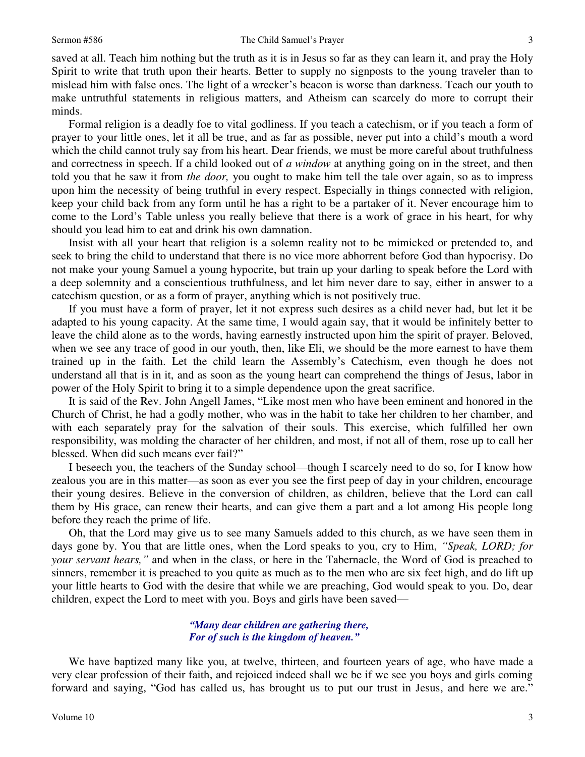saved at all. Teach him nothing but the truth as it is in Jesus so far as they can learn it, and pray the Holy Spirit to write that truth upon their hearts. Better to supply no signposts to the young traveler than to mislead him with false ones. The light of a wrecker's beacon is worse than darkness. Teach our youth to make untruthful statements in religious matters, and Atheism can scarcely do more to corrupt their minds.

Formal religion is a deadly foe to vital godliness. If you teach a catechism, or if you teach a form of prayer to your little ones, let it all be true, and as far as possible, never put into a child's mouth a word which the child cannot truly say from his heart. Dear friends, we must be more careful about truthfulness and correctness in speech. If a child looked out of *a window* at anything going on in the street, and then told you that he saw it from *the door,* you ought to make him tell the tale over again, so as to impress upon him the necessity of being truthful in every respect. Especially in things connected with religion, keep your child back from any form until he has a right to be a partaker of it. Never encourage him to come to the Lord's Table unless you really believe that there is a work of grace in his heart, for why should you lead him to eat and drink his own damnation.

Insist with all your heart that religion is a solemn reality not to be mimicked or pretended to, and seek to bring the child to understand that there is no vice more abhorrent before God than hypocrisy. Do not make your young Samuel a young hypocrite, but train up your darling to speak before the Lord with a deep solemnity and a conscientious truthfulness, and let him never dare to say, either in answer to a catechism question, or as a form of prayer, anything which is not positively true.

If you must have a form of prayer, let it not express such desires as a child never had, but let it be adapted to his young capacity. At the same time, I would again say, that it would be infinitely better to leave the child alone as to the words, having earnestly instructed upon him the spirit of prayer. Beloved, when we see any trace of good in our youth, then, like Eli, we should be the more earnest to have them trained up in the faith. Let the child learn the Assembly's Catechism, even though he does not understand all that is in it, and as soon as the young heart can comprehend the things of Jesus, labor in power of the Holy Spirit to bring it to a simple dependence upon the great sacrifice.

It is said of the Rev. John Angell James, "Like most men who have been eminent and honored in the Church of Christ, he had a godly mother, who was in the habit to take her children to her chamber, and with each separately pray for the salvation of their souls. This exercise, which fulfilled her own responsibility, was molding the character of her children, and most, if not all of them, rose up to call her blessed. When did such means ever fail?"

I beseech you, the teachers of the Sunday school—though I scarcely need to do so, for I know how zealous you are in this matter—as soon as ever you see the first peep of day in your children, encourage their young desires. Believe in the conversion of children, as children, believe that the Lord can call them by His grace, can renew their hearts, and can give them a part and a lot among His people long before they reach the prime of life.

Oh, that the Lord may give us to see many Samuels added to this church, as we have seen them in days gone by. You that are little ones, when the Lord speaks to you, cry to Him, *"Speak, LORD; for your servant hears,"* and when in the class, or here in the Tabernacle, the Word of God is preached to sinners, remember it is preached to you quite as much as to the men who are six feet high, and do lift up your little hearts to God with the desire that while we are preaching, God would speak to you. Do, dear children, expect the Lord to meet with you. Boys and girls have been saved—

> ***"Many dear children are gathering there,***
> ***For of such is the kingdom of heaven."***

We have baptized many like you, at twelve, thirteen, and fourteen years of age, who have made a very clear profession of their faith, and rejoiced indeed shall we be if we see you boys and girls coming forward and saying, "God has called us, has brought us to put our trust in Jesus, and here we are."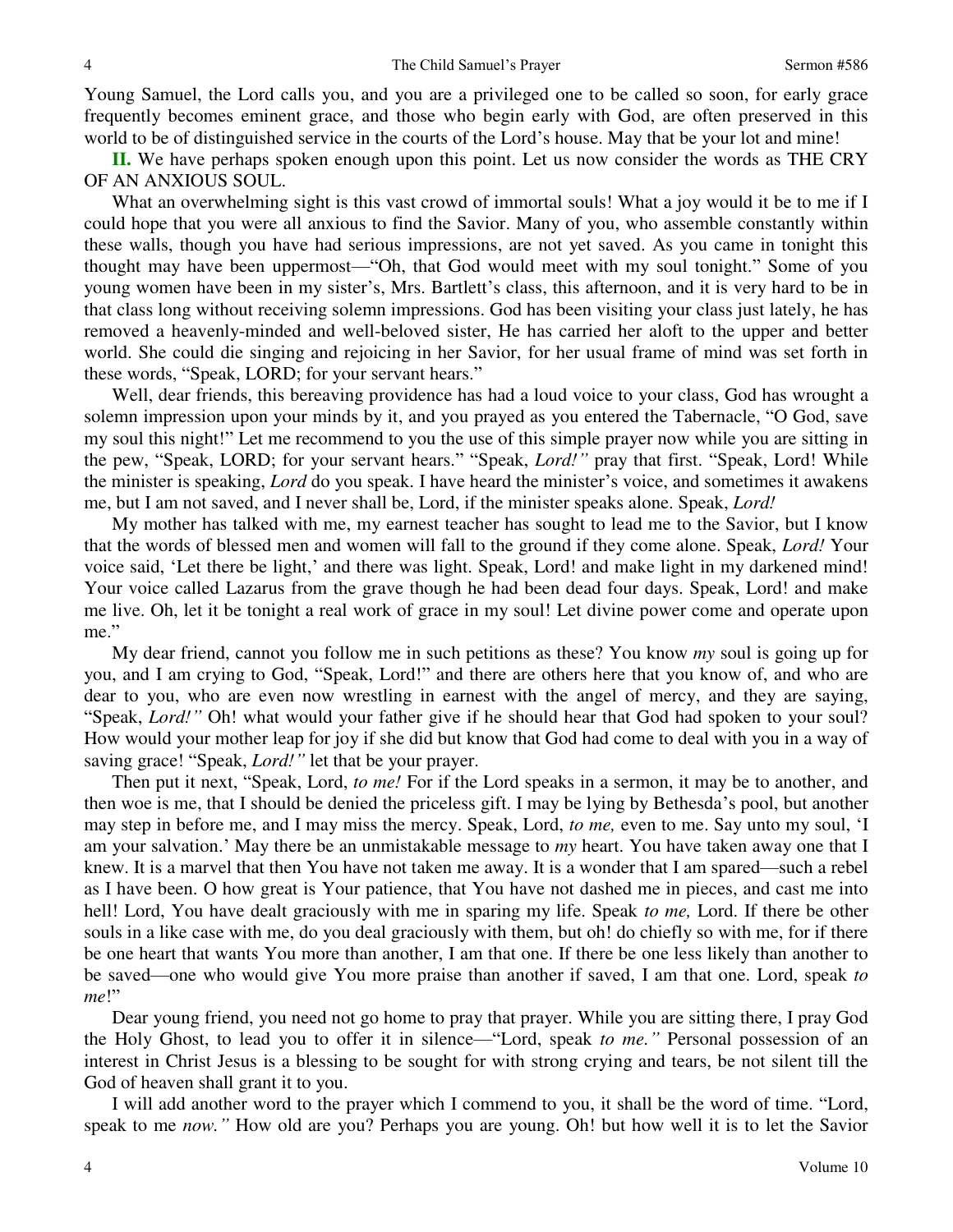Young Samuel, the Lord calls you, and you are a privileged one to be called so soon, for early grace frequently becomes eminent grace, and those who begin early with God, are often preserved in this world to be of distinguished service in the courts of the Lord's house. May that be your lot and mine!

**II.** We have perhaps spoken enough upon this point. Let us now consider the words as THE CRY OF AN ANXIOUS SOUL.

What an overwhelming sight is this vast crowd of immortal souls! What a joy would it be to me if I could hope that you were all anxious to find the Savior. Many of you, who assemble constantly within these walls, though you have had serious impressions, are not yet saved. As you came in tonight this thought may have been uppermost—"Oh, that God would meet with my soul tonight." Some of you young women have been in my sister's, Mrs. Bartlett's class, this afternoon, and it is very hard to be in that class long without receiving solemn impressions. God has been visiting your class just lately, he has removed a heavenly-minded and well-beloved sister, He has carried her aloft to the upper and better world. She could die singing and rejoicing in her Savior, for her usual frame of mind was set forth in these words, "Speak, LORD; for your servant hears."

Well, dear friends, this bereaving providence has had a loud voice to your class, God has wrought a solemn impression upon your minds by it, and you prayed as you entered the Tabernacle, "O God, save my soul this night!" Let me recommend to you the use of this simple prayer now while you are sitting in the pew, "Speak, LORD; for your servant hears." "Speak, *Lord!"* pray that first. "Speak, Lord! While the minister is speaking, *Lord* do you speak. I have heard the minister's voice, and sometimes it awakens me, but I am not saved, and I never shall be, Lord, if the minister speaks alone. Speak, *Lord!*

My mother has talked with me, my earnest teacher has sought to lead me to the Savior, but I know that the words of blessed men and women will fall to the ground if they come alone. Speak, *Lord!* Your voice said, 'Let there be light,' and there was light. Speak, Lord! and make light in my darkened mind! Your voice called Lazarus from the grave though he had been dead four days. Speak, Lord! and make me live. Oh, let it be tonight a real work of grace in my soul! Let divine power come and operate upon me."

My dear friend, cannot you follow me in such petitions as these? You know *my* soul is going up for you, and I am crying to God, "Speak, Lord!" and there are others here that you know of, and who are dear to you, who are even now wrestling in earnest with the angel of mercy, and they are saying, "Speak, *Lord!"* Oh! what would your father give if he should hear that God had spoken to your soul? How would your mother leap for joy if she did but know that God had come to deal with you in a way of saving grace! "Speak, *Lord!"* let that be your prayer.

Then put it next, "Speak, Lord, *to me!* For if the Lord speaks in a sermon, it may be to another, and then woe is me, that I should be denied the priceless gift. I may be lying by Bethesda's pool, but another may step in before me, and I may miss the mercy. Speak, Lord, *to me,* even to me. Say unto my soul, 'I am your salvation.' May there be an unmistakable message to *my* heart. You have taken away one that I knew. It is a marvel that then You have not taken me away. It is a wonder that I am spared—such a rebel as I have been. O how great is Your patience, that You have not dashed me in pieces, and cast me into hell! Lord, You have dealt graciously with me in sparing my life. Speak *to me,* Lord. If there be other souls in a like case with me, do you deal graciously with them, but oh! do chiefly so with me, for if there be one heart that wants You more than another, I am that one. If there be one less likely than another to be saved—one who would give You more praise than another if saved, I am that one. Lord, speak *to me*!"

Dear young friend, you need not go home to pray that prayer. While you are sitting there, I pray God the Holy Ghost, to lead you to offer it in silence—"Lord, speak *to me."* Personal possession of an interest in Christ Jesus is a blessing to be sought for with strong crying and tears, be not silent till the God of heaven shall grant it to you.

I will add another word to the prayer which I commend to you, it shall be the word of time. "Lord, speak to me *now."* How old are you? Perhaps you are young. Oh! but how well it is to let the Savior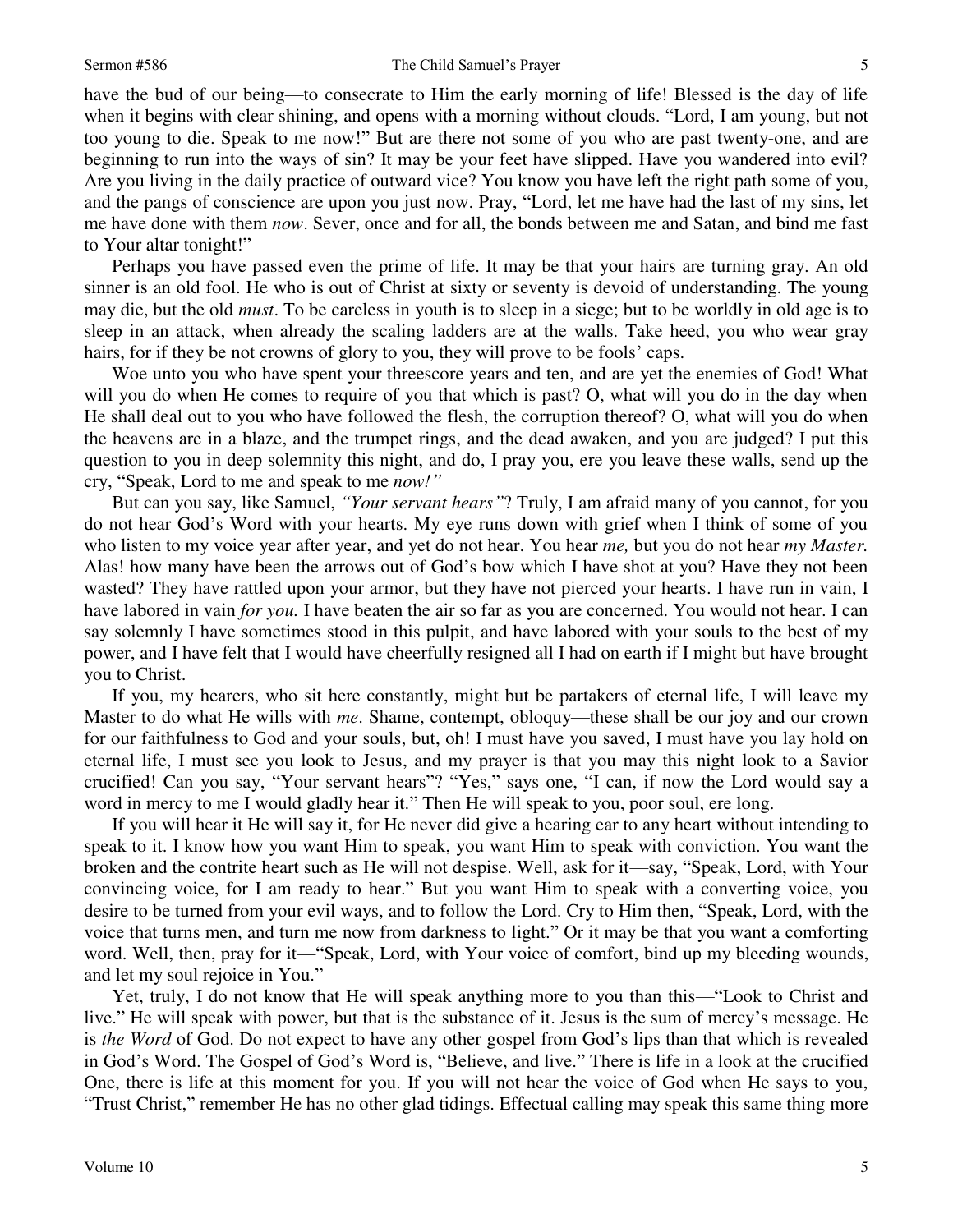have the bud of our being—to consecrate to Him the early morning of life! Blessed is the day of life when it begins with clear shining, and opens with a morning without clouds. "Lord, I am young, but not too young to die. Speak to me now!" But are there not some of you who are past twenty-one, and are beginning to run into the ways of sin? It may be your feet have slipped. Have you wandered into evil? Are you living in the daily practice of outward vice? You know you have left the right path some of you, and the pangs of conscience are upon you just now. Pray, "Lord, let me have had the last of my sins, let me have done with them *now*. Sever, once and for all, the bonds between me and Satan, and bind me fast to Your altar tonight!"

Perhaps you have passed even the prime of life. It may be that your hairs are turning gray. An old sinner is an old fool. He who is out of Christ at sixty or seventy is devoid of understanding. The young may die, but the old *must*. To be careless in youth is to sleep in a siege; but to be worldly in old age is to sleep in an attack, when already the scaling ladders are at the walls. Take heed, you who wear gray hairs, for if they be not crowns of glory to you, they will prove to be fools' caps.

Woe unto you who have spent your threescore years and ten, and are yet the enemies of God! What will you do when He comes to require of you that which is past? O, what will you do in the day when He shall deal out to you who have followed the flesh, the corruption thereof? O, what will you do when the heavens are in a blaze, and the trumpet rings, and the dead awaken, and you are judged? I put this question to you in deep solemnity this night, and do, I pray you, ere you leave these walls, send up the cry, "Speak, Lord to me and speak to me *now!"*

But can you say, like Samuel, *"Your servant hears"*? Truly, I am afraid many of you cannot, for you do not hear God's Word with your hearts. My eye runs down with grief when I think of some of you who listen to my voice year after year, and yet do not hear. You hear *me,* but you do not hear *my Master.* Alas! how many have been the arrows out of God's bow which I have shot at you? Have they not been wasted? They have rattled upon your armor, but they have not pierced your hearts. I have run in vain, I have labored in vain *for you.* I have beaten the air so far as you are concerned. You would not hear. I can say solemnly I have sometimes stood in this pulpit, and have labored with your souls to the best of my power, and I have felt that I would have cheerfully resigned all I had on earth if I might but have brought you to Christ.

If you, my hearers, who sit here constantly, might but be partakers of eternal life, I will leave my Master to do what He wills with *me*. Shame, contempt, obloquy—these shall be our joy and our crown for our faithfulness to God and your souls, but, oh! I must have you saved, I must have you lay hold on eternal life, I must see you look to Jesus, and my prayer is that you may this night look to a Savior crucified! Can you say, "Your servant hears"? "Yes," says one, "I can, if now the Lord would say a word in mercy to me I would gladly hear it." Then He will speak to you, poor soul, ere long.

If you will hear it He will say it, for He never did give a hearing ear to any heart without intending to speak to it. I know how you want Him to speak, you want Him to speak with conviction. You want the broken and the contrite heart such as He will not despise. Well, ask for it—say, "Speak, Lord, with Your convincing voice, for I am ready to hear." But you want Him to speak with a converting voice, you desire to be turned from your evil ways, and to follow the Lord. Cry to Him then, "Speak, Lord, with the voice that turns men, and turn me now from darkness to light." Or it may be that you want a comforting word. Well, then, pray for it—"Speak, Lord, with Your voice of comfort, bind up my bleeding wounds, and let my soul rejoice in You."

Yet, truly, I do not know that He will speak anything more to you than this—"Look to Christ and live." He will speak with power, but that is the substance of it. Jesus is the sum of mercy's message. He is *the Word* of God. Do not expect to have any other gospel from God's lips than that which is revealed in God's Word. The Gospel of God's Word is, "Believe, and live." There is life in a look at the crucified One, there is life at this moment for you. If you will not hear the voice of God when He says to you, "Trust Christ," remember He has no other glad tidings. Effectual calling may speak this same thing more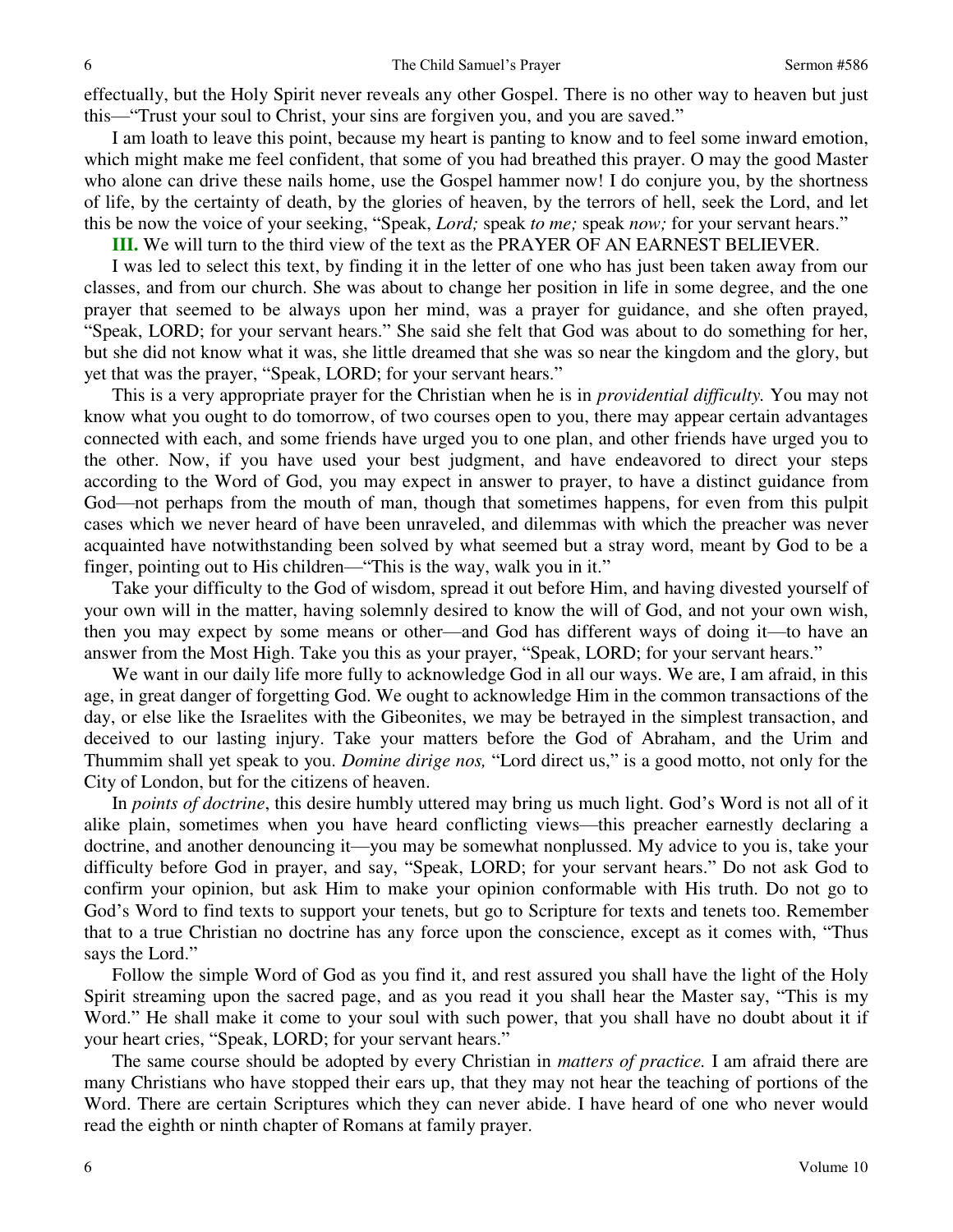effectually, but the Holy Spirit never reveals any other Gospel. There is no other way to heaven but just this—"Trust your soul to Christ, your sins are forgiven you, and you are saved."

I am loath to leave this point, because my heart is panting to know and to feel some inward emotion, which might make me feel confident, that some of you had breathed this prayer. O may the good Master who alone can drive these nails home, use the Gospel hammer now! I do conjure you, by the shortness of life, by the certainty of death, by the glories of heaven, by the terrors of hell, seek the Lord, and let this be now the voice of your seeking, "Speak, *Lord;* speak *to me;* speak *now;* for your servant hears."

**III.** We will turn to the third view of the text as the PRAYER OF AN EARNEST BELIEVER.

I was led to select this text, by finding it in the letter of one who has just been taken away from our classes, and from our church. She was about to change her position in life in some degree, and the one prayer that seemed to be always upon her mind, was a prayer for guidance, and she often prayed, "Speak, LORD; for your servant hears." She said she felt that God was about to do something for her, but she did not know what it was, she little dreamed that she was so near the kingdom and the glory, but yet that was the prayer, "Speak, LORD; for your servant hears."

This is a very appropriate prayer for the Christian when he is in *providential difficulty.* You may not know what you ought to do tomorrow, of two courses open to you, there may appear certain advantages connected with each, and some friends have urged you to one plan, and other friends have urged you to the other. Now, if you have used your best judgment, and have endeavored to direct your steps according to the Word of God, you may expect in answer to prayer, to have a distinct guidance from God—not perhaps from the mouth of man, though that sometimes happens, for even from this pulpit cases which we never heard of have been unraveled, and dilemmas with which the preacher was never acquainted have notwithstanding been solved by what seemed but a stray word, meant by God to be a finger, pointing out to His children—"This is the way, walk you in it."

Take your difficulty to the God of wisdom, spread it out before Him, and having divested yourself of your own will in the matter, having solemnly desired to know the will of God, and not your own wish, then you may expect by some means or other—and God has different ways of doing it—to have an answer from the Most High. Take you this as your prayer, "Speak, LORD; for your servant hears."

We want in our daily life more fully to acknowledge God in all our ways. We are, I am afraid, in this age, in great danger of forgetting God. We ought to acknowledge Him in the common transactions of the day, or else like the Israelites with the Gibeonites, we may be betrayed in the simplest transaction, and deceived to our lasting injury. Take your matters before the God of Abraham, and the Urim and Thummim shall yet speak to you. *Domine dirige nos,* "Lord direct us," is a good motto, not only for the City of London, but for the citizens of heaven.

In *points of doctrine*, this desire humbly uttered may bring us much light. God's Word is not all of it alike plain, sometimes when you have heard conflicting views—this preacher earnestly declaring a doctrine, and another denouncing it—you may be somewhat nonplussed. My advice to you is, take your difficulty before God in prayer, and say, "Speak, LORD; for your servant hears." Do not ask God to confirm your opinion, but ask Him to make your opinion conformable with His truth. Do not go to God's Word to find texts to support your tenets, but go to Scripture for texts and tenets too. Remember that to a true Christian no doctrine has any force upon the conscience, except as it comes with, "Thus says the Lord."

Follow the simple Word of God as you find it, and rest assured you shall have the light of the Holy Spirit streaming upon the sacred page, and as you read it you shall hear the Master say, "This is my Word." He shall make it come to your soul with such power, that you shall have no doubt about it if your heart cries, "Speak, LORD; for your servant hears."

The same course should be adopted by every Christian in *matters of practice.* I am afraid there are many Christians who have stopped their ears up, that they may not hear the teaching of portions of the Word. There are certain Scriptures which they can never abide. I have heard of one who never would read the eighth or ninth chapter of Romans at family prayer.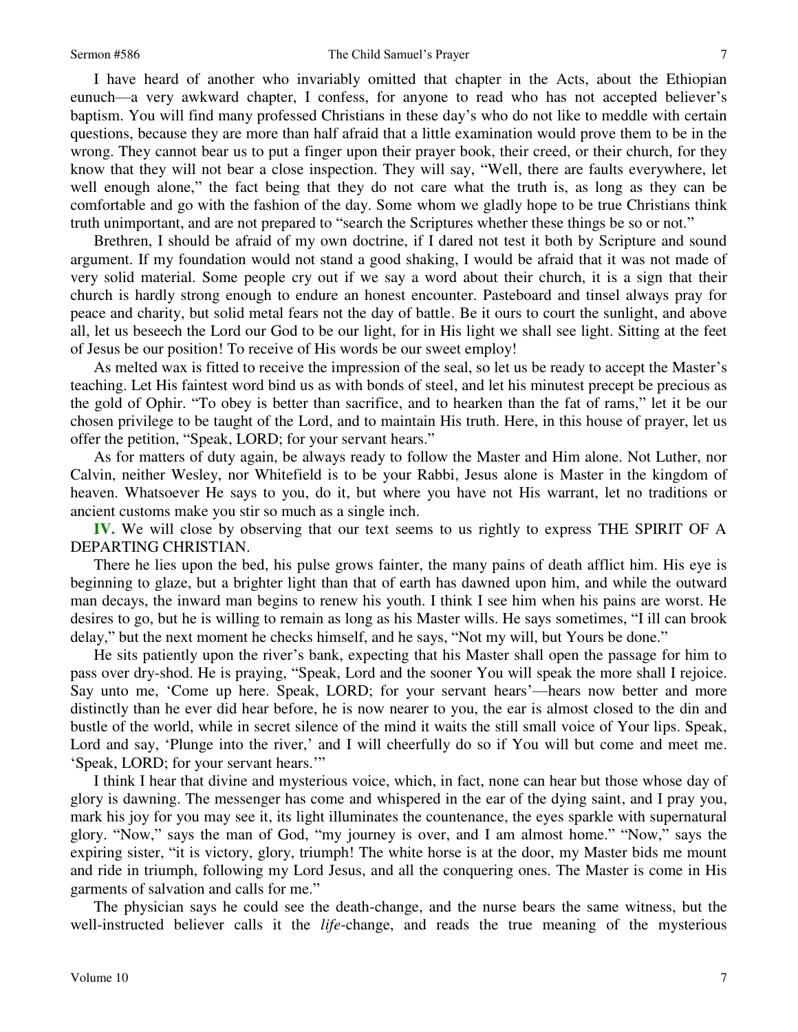I have heard of another who invariably omitted that chapter in the Acts, about the Ethiopian eunuch—a very awkward chapter, I confess, for anyone to read who has not accepted believer's baptism. You will find many professed Christians in these day's who do not like to meddle with certain questions, because they are more than half afraid that a little examination would prove them to be in the wrong. They cannot bear us to put a finger upon their prayer book, their creed, or their church, for they know that they will not bear a close inspection. They will say, "Well, there are faults everywhere, let well enough alone," the fact being that they do not care what the truth is, as long as they can be comfortable and go with the fashion of the day. Some whom we gladly hope to be true Christians think truth unimportant, and are not prepared to "search the Scriptures whether these things be so or not."

Brethren, I should be afraid of my own doctrine, if I dared not test it both by Scripture and sound argument. If my foundation would not stand a good shaking, I would be afraid that it was not made of very solid material. Some people cry out if we say a word about their church, it is a sign that their church is hardly strong enough to endure an honest encounter. Pasteboard and tinsel always pray for peace and charity, but solid metal fears not the day of battle. Be it ours to court the sunlight, and above all, let us beseech the Lord our God to be our light, for in His light we shall see light. Sitting at the feet of Jesus be our position! To receive of His words be our sweet employ!

As melted wax is fitted to receive the impression of the seal, so let us be ready to accept the Master's teaching. Let His faintest word bind us as with bonds of steel, and let his minutest precept be precious as the gold of Ophir. "To obey is better than sacrifice, and to hearken than the fat of rams," let it be our chosen privilege to be taught of the Lord, and to maintain His truth. Here, in this house of prayer, let us offer the petition, "Speak, LORD; for your servant hears."

As for matters of duty again, be always ready to follow the Master and Him alone. Not Luther, nor Calvin, neither Wesley, nor Whitefield is to be your Rabbi, Jesus alone is Master in the kingdom of heaven. Whatsoever He says to you, do it, but where you have not His warrant, let no traditions or ancient customs make you stir so much as a single inch.

**IV.** We will close by observing that our text seems to us rightly to express THE SPIRIT OF A DEPARTING CHRISTIAN.

There he lies upon the bed, his pulse grows fainter, the many pains of death afflict him. His eye is beginning to glaze, but a brighter light than that of earth has dawned upon him, and while the outward man decays, the inward man begins to renew his youth. I think I see him when his pains are worst. He desires to go, but he is willing to remain as long as his Master wills. He says sometimes, "I ill can brook delay," but the next moment he checks himself, and he says, "Not my will, but Yours be done."

He sits patiently upon the river's bank, expecting that his Master shall open the passage for him to pass over dry-shod. He is praying, "Speak, Lord and the sooner You will speak the more shall I rejoice. Say unto me, 'Come up here. Speak, LORD; for your servant hears'—hears now better and more distinctly than he ever did hear before, he is now nearer to you, the ear is almost closed to the din and bustle of the world, while in secret silence of the mind it waits the still small voice of Your lips. Speak, Lord and say, 'Plunge into the river,' and I will cheerfully do so if You will but come and meet me. 'Speak, LORD; for your servant hears.'"

I think I hear that divine and mysterious voice, which, in fact, none can hear but those whose day of glory is dawning. The messenger has come and whispered in the ear of the dying saint, and I pray you, mark his joy for you may see it, its light illuminates the countenance, the eyes sparkle with supernatural glory. "Now," says the man of God, "my journey is over, and I am almost home." "Now," says the expiring sister, "it is victory, glory, triumph! The white horse is at the door, my Master bids me mount and ride in triumph, following my Lord Jesus, and all the conquering ones. The Master is come in His garments of salvation and calls for me."

The physician says he could see the death-change, and the nurse bears the same witness, but the well-instructed believer calls it the *life*-change, and reads the true meaning of the mysterious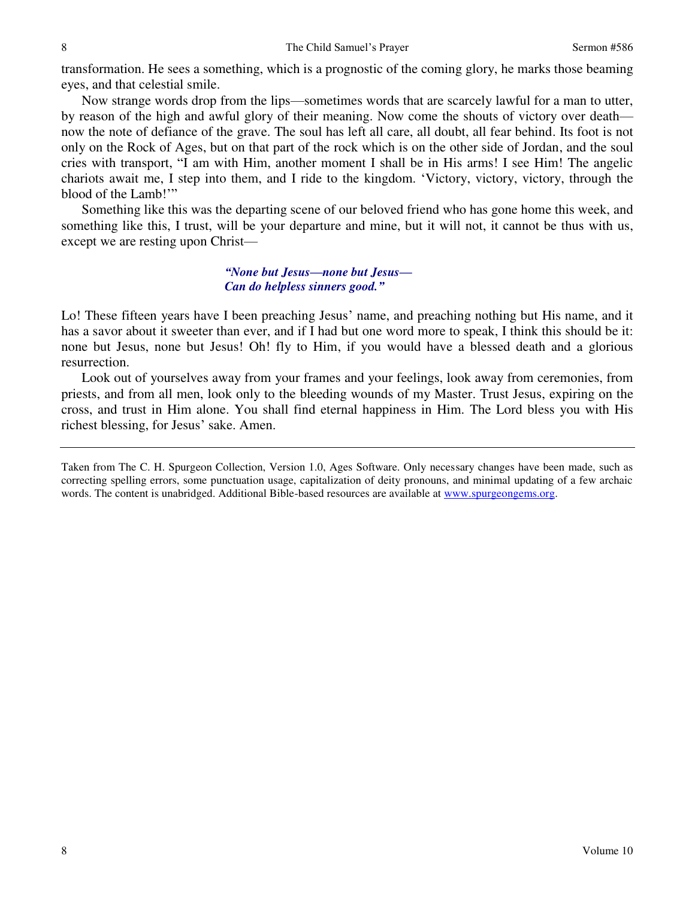transformation. He sees a something, which is a prognostic of the coming glory, he marks those beaming eyes, and that celestial smile.

Now strange words drop from the lips—sometimes words that are scarcely lawful for a man to utter, by reason of the high and awful glory of their meaning. Now come the shouts of victory over death—now the note of defiance of the grave. The soul has left all care, all doubt, all fear behind. Its foot is not only on the Rock of Ages, but on that part of the rock which is on the other side of Jordan, and the soul cries with transport, "I am with Him, another moment I shall be in His arms! I see Him! The angelic chariots await me, I step into them, and I ride to the kingdom. 'Victory, victory, victory, through the blood of the Lamb!'"

Something like this was the departing scene of our beloved friend who has gone home this week, and something like this, I trust, will be your departure and mine, but it will not, it cannot be thus with us, except we are resting upon Christ—

> ***"None but Jesus—none but Jesus—***
> ***Can do helpless sinners good."***

Lo! These fifteen years have I been preaching Jesus' name, and preaching nothing but His name, and it has a savor about it sweeter than ever, and if I had but one word more to speak, I think this should be it: none but Jesus, none but Jesus! Oh! fly to Him, if you would have a blessed death and a glorious resurrection.

Look out of yourselves away from your frames and your feelings, look away from ceremonies, from priests, and from all men, look only to the bleeding wounds of my Master. Trust Jesus, expiring on the cross, and trust in Him alone. You shall find eternal happiness in Him. The Lord bless you with His richest blessing, for Jesus' sake. Amen.

---

Taken from The C. H. Spurgeon Collection, Version 1.0, Ages Software. Only necessary changes have been made, such as correcting spelling errors, some punctuation usage, capitalization of deity pronouns, and minimal updating of a few archaic words. The content is unabridged. Additional Bible-based resources are available at [www.spurgeongems.org](http://www.spurgeongems.org).